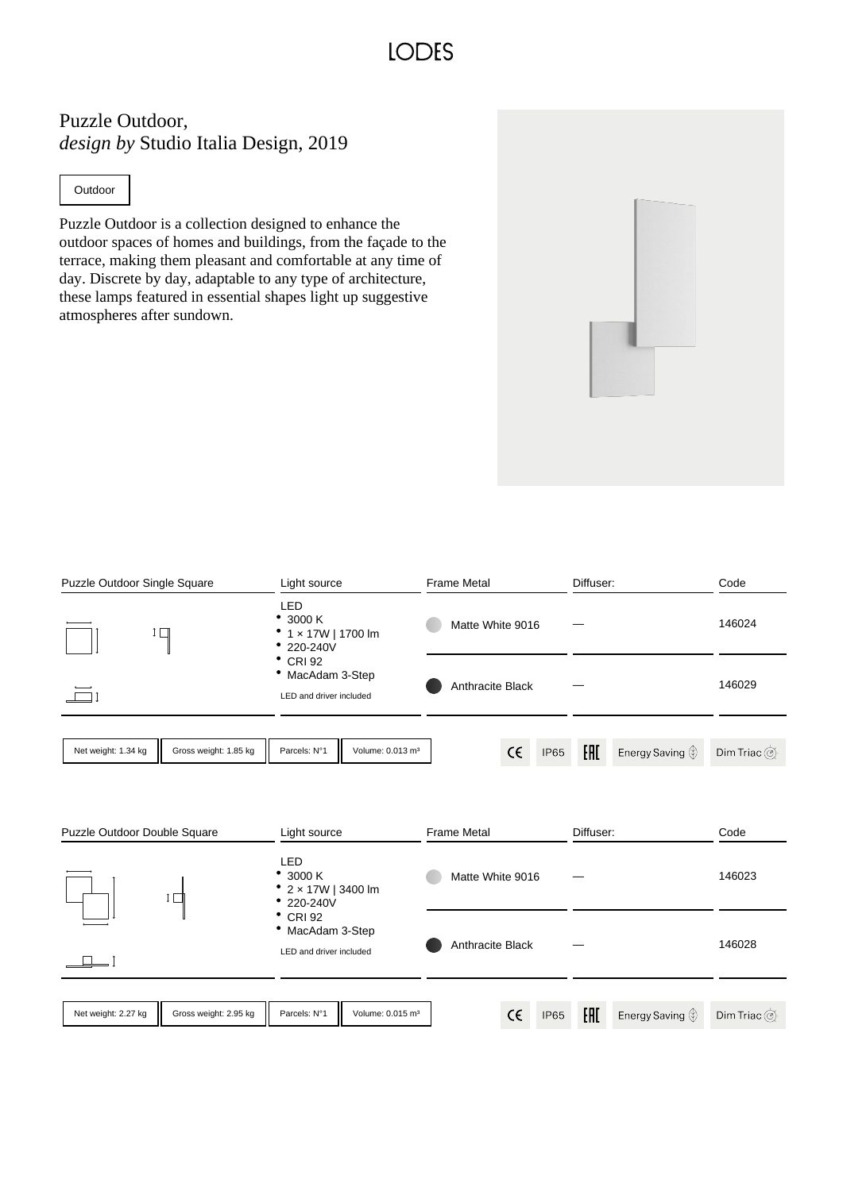# Puzzle Outdoor,
*design by* Studio Italia Design, 2019

Outdoor

Puzzle Outdoor is a collection designed to enhance the outdoor spaces of homes and buildings, from the façade to the terrace, making them pleasant and comfortable at any time of day. Discrete by day, adaptable to any type of architecture, these lamps featured in essential shapes light up suggestive atmospheres after sundown.

| Puzzle Outdoor Single Square | Light source | Frame Metal | Diffuser: | Code |
|---|---|---|---|---|
| | LED<br>• 3000 K<br>• 1 × 17W \| 1700 lm<br>• 220-240V<br>• CRI 92<br>• MacAdam 3-Step<br>LED and driver included | Matte White 9016 | — | 146024 |
| | | Anthracite Black | — | 146029 |

Net weight: 1.34 kg | Gross weight: 1.85 kg | Parcels: N°1 | Volume: 0.013 m³ | CE | IP65 | EAC | Energy Saving | Dim Triac

| Puzzle Outdoor Double Square | Light source | Frame Metal | Diffuser: | Code |
|---|---|---|---|---|
| | LED<br>• 3000 K<br>• 2 × 17W \| 3400 lm<br>• 220-240V<br>• CRI 92<br>• MacAdam 3-Step<br>LED and driver included | Matte White 9016 | — | 146023 |
| | | Anthracite Black | — | 146028 |

Net weight: 2.27 kg | Gross weight: 2.95 kg | Parcels: N°1 | Volume: 0.015 m³ | CE | IP65 | EAC | Energy Saving | Dim Triac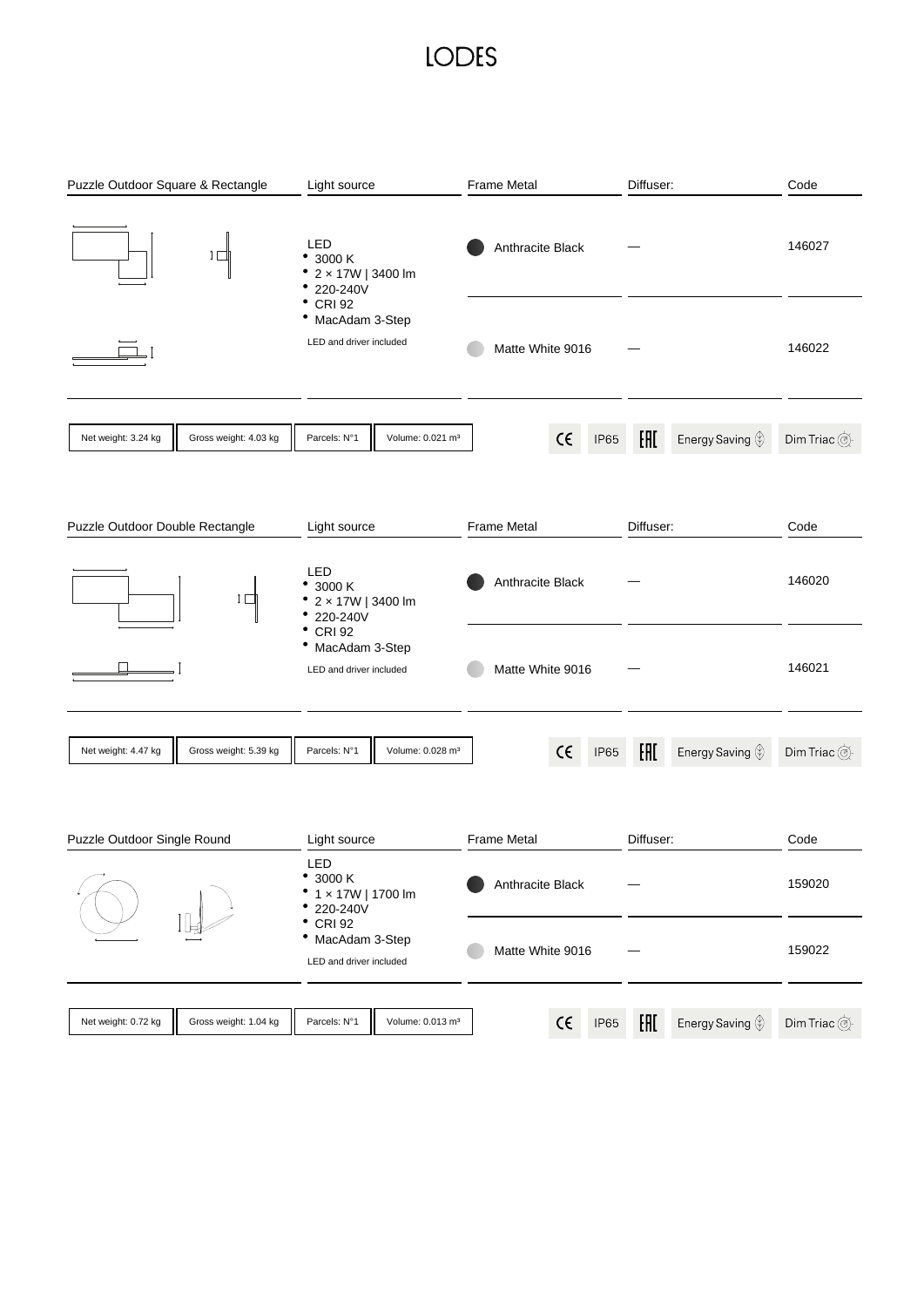# LODES

| Puzzle Outdoor Square & Rectangle | Light source | Frame Metal | Diffuser: | Code |
|---|---|---|---|---|
| | LED<br>• 3000 K<br>• 2 × 17W \| 3400 lm<br>• 220-240V<br>• CRI 92<br>• MacAdam 3-Step<br>LED and driver included | Anthracite Black | — | 146027 |
| | | Matte White 9016 | — | 146022 |

Net weight: 3.24 kg | Gross weight: 4.03 kg | Parcels: N°1 | Volume: 0.021 m³ | CE | IP65 | EAC | Energy Saving | Dim Triac

| Puzzle Outdoor Double Rectangle | Light source | Frame Metal | Diffuser: | Code |
|---|---|---|---|---|
| | LED<br>• 3000 K<br>• 2 × 17W \| 3400 lm<br>• 220-240V<br>• CRI 92<br>• MacAdam 3-Step<br>LED and driver included | Anthracite Black | — | 146020 |
| | | Matte White 9016 | — | 146021 |

Net weight: 4.47 kg | Gross weight: 5.39 kg | Parcels: N°1 | Volume: 0.028 m³ | CE | IP65 | EAC | Energy Saving | Dim Triac

| Puzzle Outdoor Single Round | Light source | Frame Metal | Diffuser: | Code |
|---|---|---|---|---|
| | LED<br>• 3000 K<br>• 1 × 17W \| 1700 lm<br>• 220-240V<br>• CRI 92<br>• MacAdam 3-Step<br>LED and driver included | Anthracite Black | — | 159020 |
| | | Matte White 9016 | — | 159022 |

Net weight: 0.72 kg | Gross weight: 1.04 kg | Parcels: N°1 | Volume: 0.013 m³ | CE | IP65 | EAC | Energy Saving | Dim Triac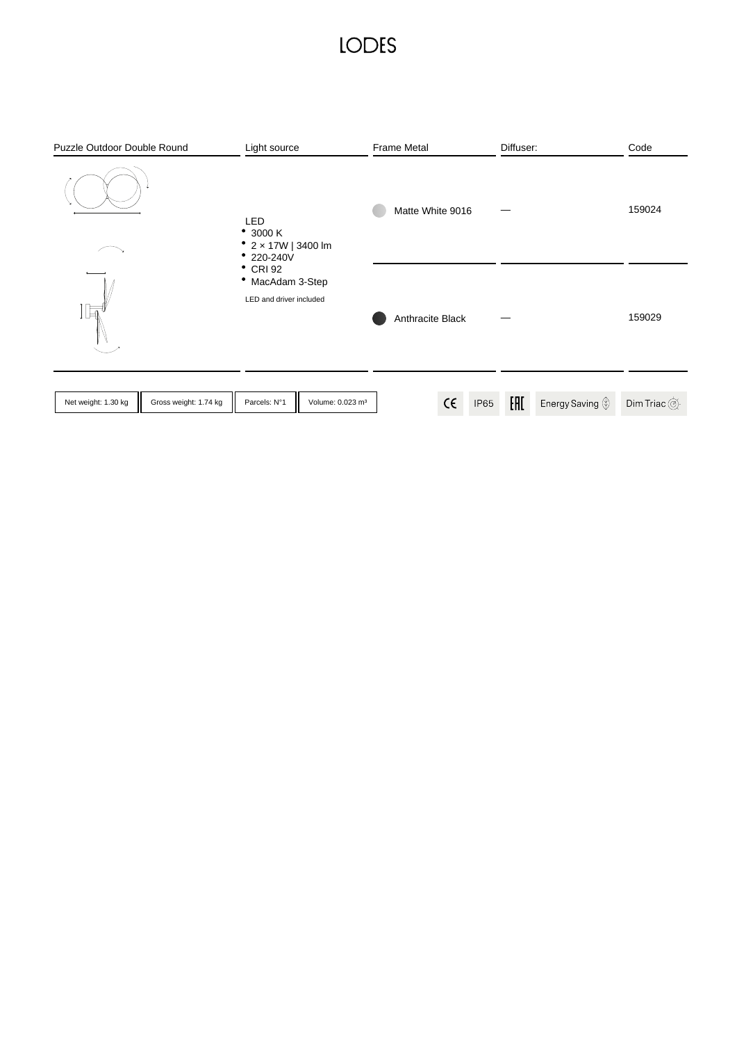# LODES

| Puzzle Outdoor Double Round | Light source | Frame Metal | Diffuser: | Code |
|---|---|---|---|---|
| | LED<br>• 3000 K<br>• 2 × 17W \| 3400 lm<br>• 220-240V<br>• CRI 92<br>• MacAdam 3-Step<br>LED and driver included | Matte White 9016 | — | 159024 |
| | | Anthracite Black | — | 159029 |

| Net weight: 1.30 kg | Gross weight: 1.74 kg | Parcels: N°1 | Volume: 0.023 m³ |
|---|---|---|---|

CE IP65 EAC Energy Saving Dim Triac